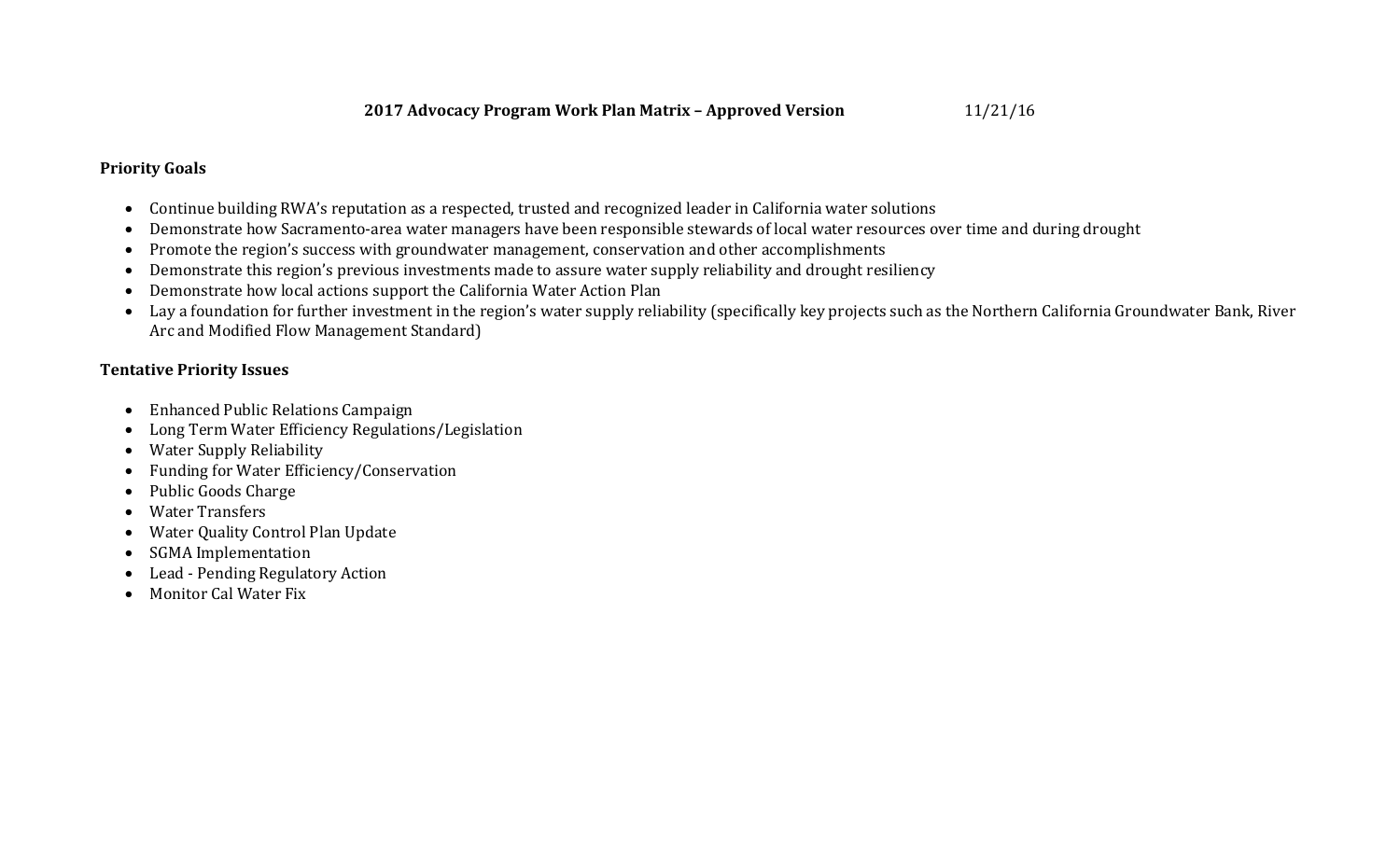# 2017 Advocacy Program Work Plan Matrix – Approved Version 11/21/16

**Priority Goals**

- Continue building RWA's reputation as a respected, trusted and recognized leader in California water solutions
- Demonstrate how Sacramento-area water managers have been responsible stewards of local water resources over time and during drought
- Promote the region's success with groundwater management, conservation and other accomplishments
- Demonstrate this region's previous investments made to assure water supply reliability and drought resiliency
- Demonstrate how local actions support the California Water Action Plan
- Lay a foundation for further investment in the region's water supply reliability (specifically key projects such as the Northern California Groundwater Bank, River Arc and Modified Flow Management Standard)

**Tentative Priority Issues**

- Enhanced Public Relations Campaign
- Long Term Water Efficiency Regulations/Legislation
- Water Supply Reliability
- Funding for Water Efficiency/Conservation
- Public Goods Charge
- Water Transfers
- Water Quality Control Plan Update
- SGMA Implementation
- Lead - Pending Regulatory Action
- Monitor Cal Water Fix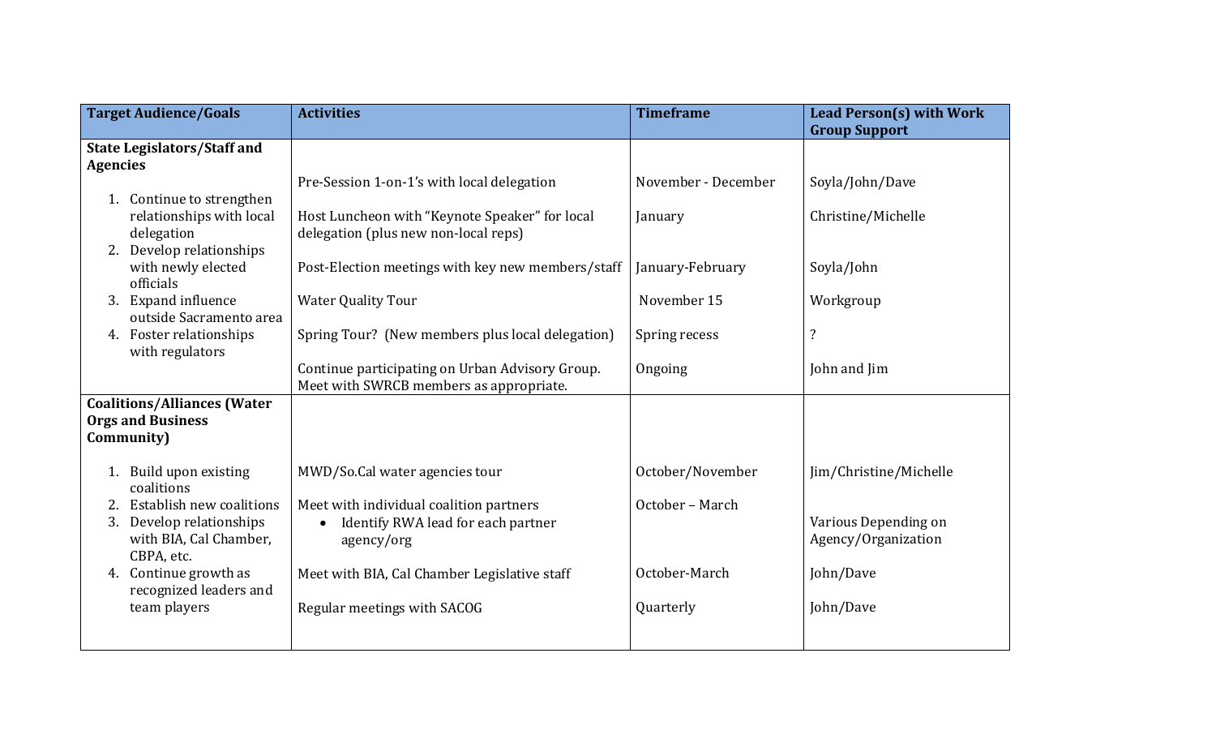| Target Audience/Goals | Activities | Timeframe | Lead Person(s) with Work Group Support |
|---|---|---|---|
| **State Legislators/Staff and Agencies** | | | |
| 1. Continue to strengthen relationships with local delegation<br>2. Develop relationships with newly elected officials<br>3. Expand influence outside Sacramento area<br>4. Foster relationships with regulators | Pre-Session 1-on-1's with local delegation | November - December | Soyla/John/Dave |
| | Host Luncheon with "Keynote Speaker" for local delegation (plus new non-local reps) | January | Christine/Michelle |
| | Post-Election meetings with key new members/staff | January-February | Soyla/John |
| | Water Quality Tour | November 15 | Workgroup |
| | Spring Tour? (New members plus local delegation) | Spring recess | ? |
| | Continue participating on Urban Advisory Group. Meet with SWRCB members as appropriate. | Ongoing | John and Jim |
| **Coalitions/Alliances (Water Orgs and Business Community)** | | | |
| 1. Build upon existing coalitions<br>2. Establish new coalitions<br>3. Develop relationships with BIA, Cal Chamber, CBPA, etc.<br>4. Continue growth as recognized leaders and team players | MWD/So.Cal water agencies tour | October/November | Jim/Christine/Michelle |
| | Meet with individual coalition partners<br>• Identify RWA lead for each partner agency/org | October – March | Various Depending on Agency/Organization |
| | Meet with BIA, Cal Chamber Legislative staff | October-March | John/Dave |
| | Regular meetings with SACOG | Quarterly | John/Dave |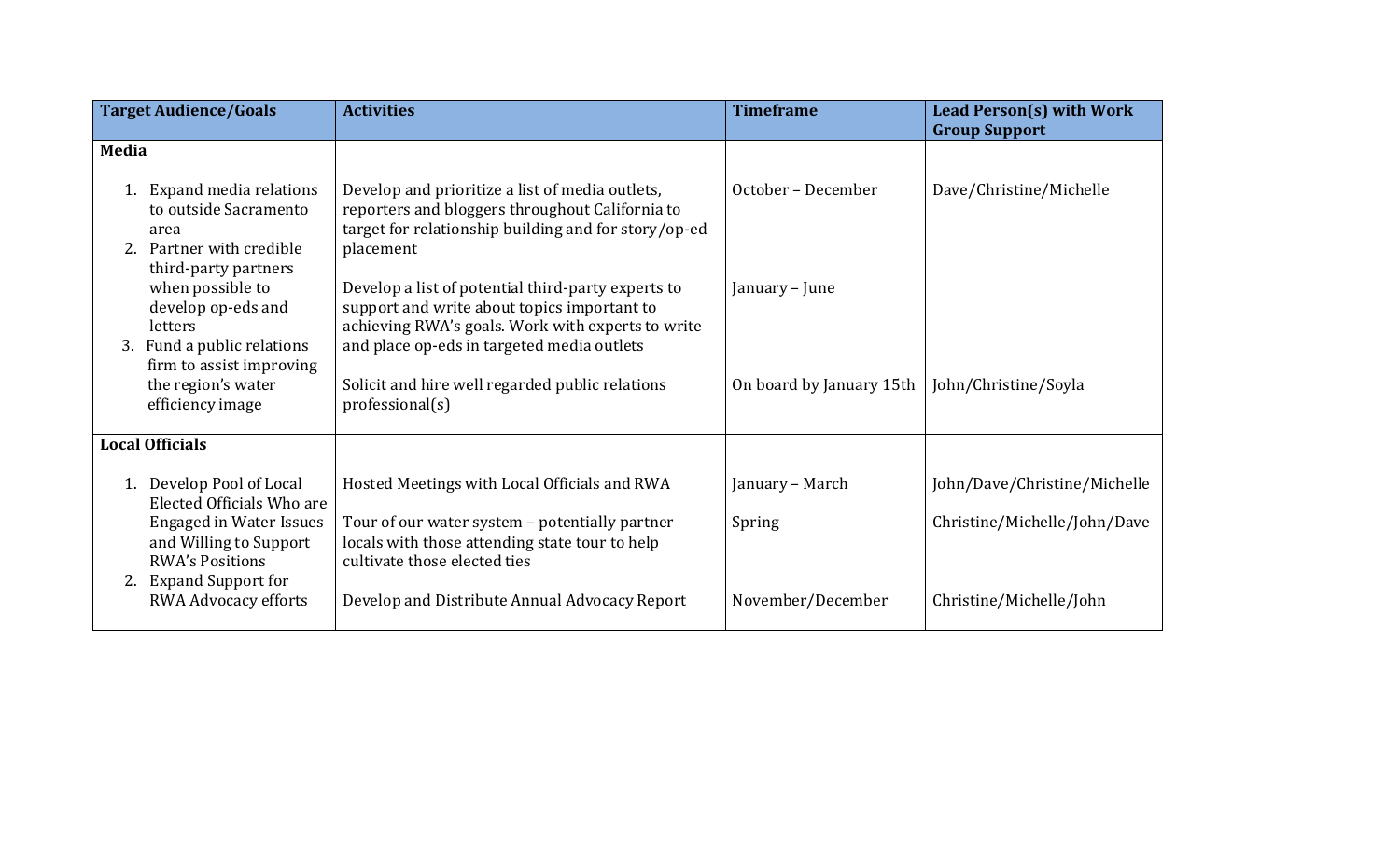| Target Audience/Goals | Activities | Timeframe | Lead Person(s) with Work Group Support |
|---|---|---|---|
| **Media** | | | |
| 1. Expand media relations to outside Sacramento area<br>2. Partner with credible third-party partners when possible to develop op-eds and letters<br>3. Fund a public relations firm to assist improving the region's water efficiency image | Develop and prioritize a list of media outlets, reporters and bloggers throughout California to target for relationship building and for story/op-ed placement | October – December | Dave/Christine/Michelle |
| | Develop a list of potential third-party experts to support and write about topics important to achieving RWA's goals. Work with experts to write and place op-eds in targeted media outlets | January – June | |
| | Solicit and hire well regarded public relations professional(s) | On board by January 15th | John/Christine/Soyla |
| **Local Officials** | | | |
| 1. Develop Pool of Local Elected Officials Who are Engaged in Water Issues and Willing to Support RWA's Positions<br>2. Expand Support for RWA Advocacy efforts | Hosted Meetings with Local Officials and RWA | January – March | John/Dave/Christine/Michelle |
| | Tour of our water system – potentially partner locals with those attending state tour to help cultivate those elected ties | Spring | Christine/Michelle/John/Dave |
| | Develop and Distribute Annual Advocacy Report | November/December | Christine/Michelle/John |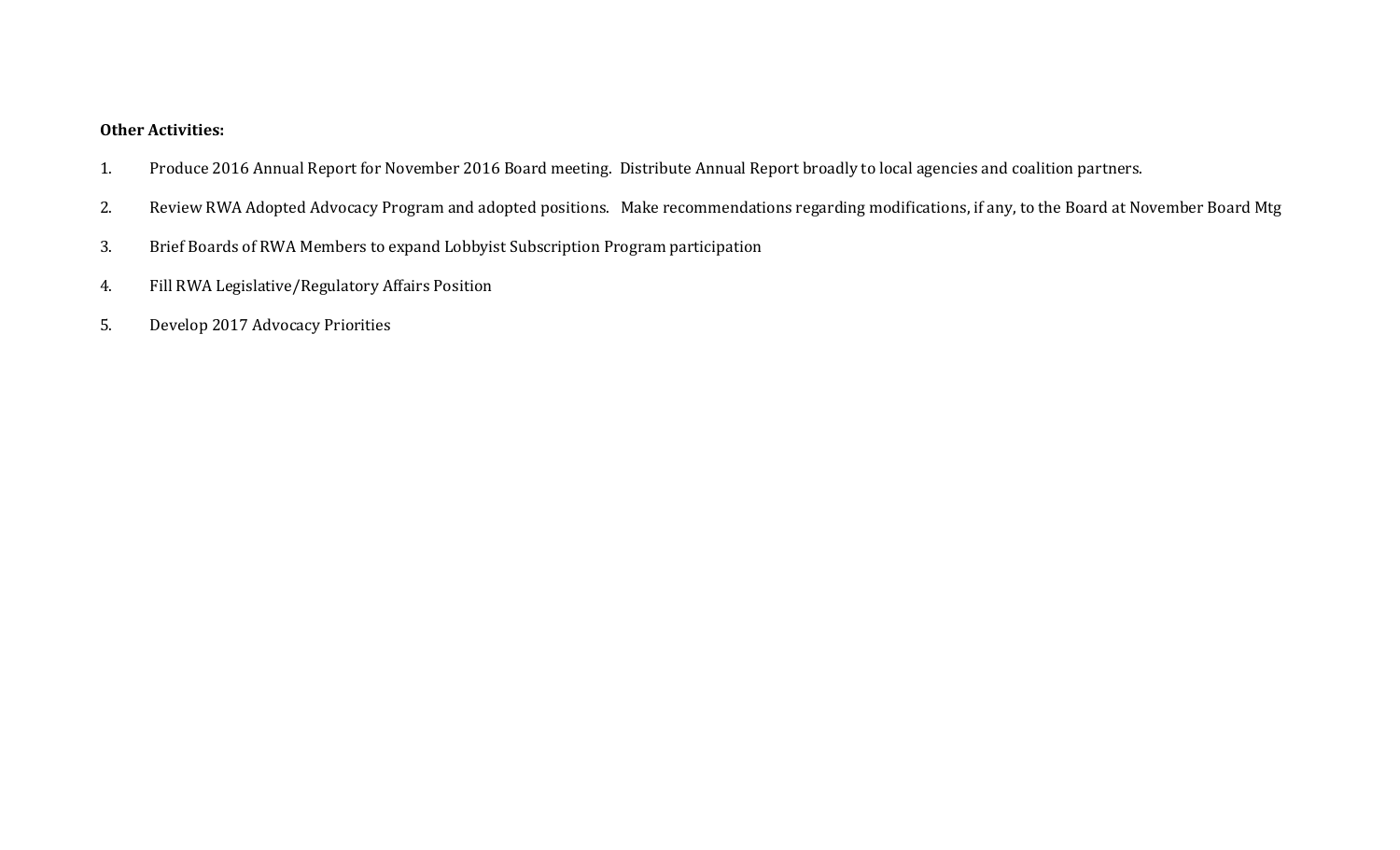**Other Activities:**

1. Produce 2016 Annual Report for November 2016 Board meeting. Distribute Annual Report broadly to local agencies and coalition partners.
2. Review RWA Adopted Advocacy Program and adopted positions. Make recommendations regarding modifications, if any, to the Board at November Board Mtg
3. Brief Boards of RWA Members to expand Lobbyist Subscription Program participation
4. Fill RWA Legislative/Regulatory Affairs Position
5. Develop 2017 Advocacy Priorities